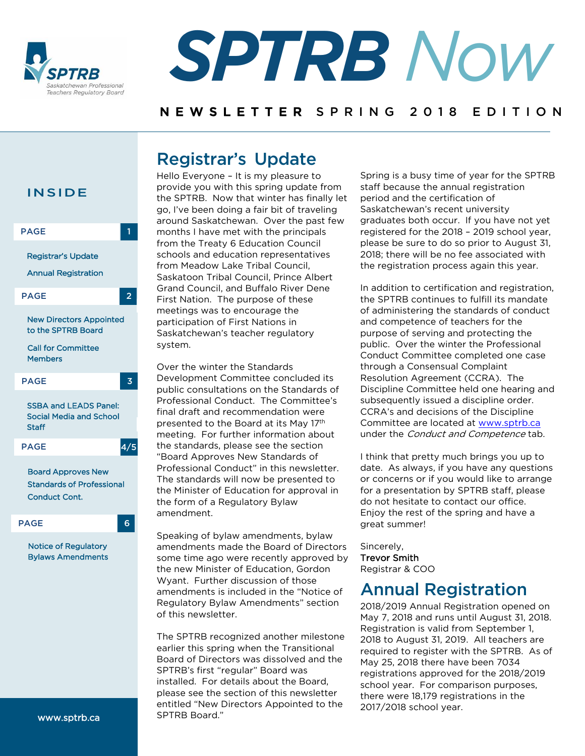# SPTRB Now

NEWSLETTER SPRING 2018 EDITION

## INSIDE

**PAGE 1**

- Registrar's Update
- Annual Registration

**PAGE 2**

- New Directors Appointed to the SPTRB Board
- Call for Committee Members

**PAGE 3**

- SSBA and LEADS Panel: Social Media and School Staff

**PAGE 4/5**

- Board Approves New Standards of Professional Conduct Cont.

**PAGE 6**

- Notice of Regulatory Bylaws Amendments

www.sptrb.ca

## Registrar's Update

Hello Everyone – It is my pleasure to provide you with this spring update from the SPTRB. Now that winter has finally let go, I've been doing a fair bit of traveling around Saskatchewan. Over the past few months I have met with the principals from the Treaty 6 Education Council schools and education representatives from Meadow Lake Tribal Council, Saskatoon Tribal Council, Prince Albert Grand Council, and Buffalo River Dene First Nation. The purpose of these meetings was to encourage the participation of First Nations in Saskatchewan's teacher regulatory system.

Over the winter the Standards Development Committee concluded its public consultations on the Standards of Professional Conduct. The Committee's final draft and recommendation were presented to the Board at its May 17th meeting. For further information about the standards, please see the section "Board Approves New Standards of Professional Conduct" in this newsletter. The standards will now be presented to the Minister of Education for approval in the form of a Regulatory Bylaw amendment.

Speaking of bylaw amendments, bylaw amendments made the Board of Directors some time ago were recently approved by the new Minister of Education, Gordon Wyant. Further discussion of those amendments is included in the "Notice of Regulatory Bylaw Amendments" section of this newsletter.

The SPTRB recognized another milestone earlier this spring when the Transitional Board of Directors was dissolved and the SPTRB's first "regular" Board was installed. For details about the Board, please see the section of this newsletter entitled "New Directors Appointed to the SPTRB Board."

Spring is a busy time of year for the SPTRB staff because the annual registration period and the certification of Saskatchewan's recent university graduates both occur. If you have not yet registered for the 2018 – 2019 school year, please be sure to do so prior to August 31, 2018; there will be no fee associated with the registration process again this year.

In addition to certification and registration, the SPTRB continues to fulfill its mandate of administering the standards of conduct and competence of teachers for the purpose of serving and protecting the public. Over the winter the Professional Conduct Committee completed one case through a Consensual Complaint Resolution Agreement (CCRA). The Discipline Committee held one hearing and subsequently issued a discipline order. CCRA's and decisions of the Discipline Committee are located at www.sptrb.ca under the *Conduct and Competence* tab.

I think that pretty much brings you up to date. As always, if you have any questions or concerns or if you would like to arrange for a presentation by SPTRB staff, please do not hesitate to contact our office. Enjoy the rest of the spring and have a great summer!

Sincerely,
**Trevor Smith**
Registrar & COO

## Annual Registration

2018/2019 Annual Registration opened on May 7, 2018 and runs until August 31, 2018. Registration is valid from September 1, 2018 to August 31, 2019. All teachers are required to register with the SPTRB. As of May 25, 2018 there have been 7034 registrations approved for the 2018/2019 school year. For comparison purposes, there were 18,179 registrations in the 2017/2018 school year.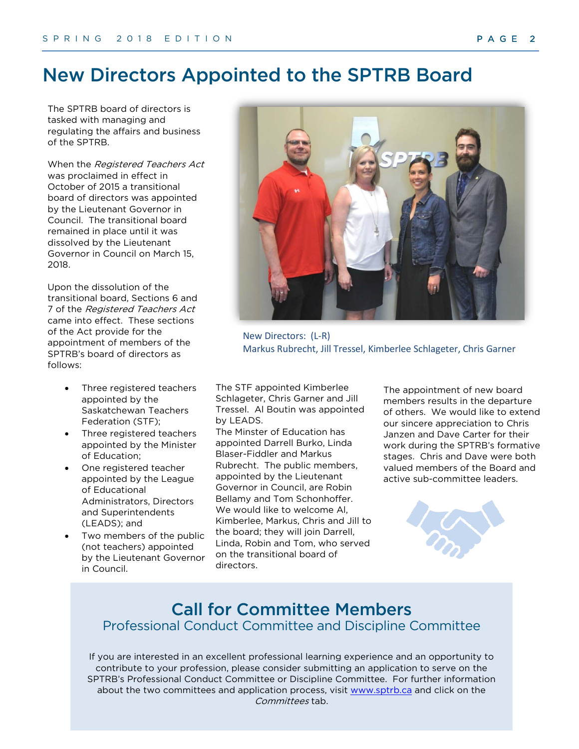# New Directors Appointed to the SPTRB Board

The SPTRB board of directors is tasked with managing and regulating the affairs and business of the SPTRB.

When the *Registered Teachers Act* was proclaimed in effect in October of 2015 a transitional board of directors was appointed by the Lieutenant Governor in Council. The transitional board remained in place until it was dissolved by the Lieutenant Governor in Council on March 15, 2018.

Upon the dissolution of the transitional board, Sections 6 and 7 of the *Registered Teachers Act* came into effect. These sections of the Act provide for the appointment of members of the SPTRB's board of directors as follows:

- Three registered teachers appointed by the Saskatchewan Teachers Federation (STF);
- Three registered teachers appointed by the Minister of Education;
- One registered teacher appointed by the League of Educational Administrators, Directors and Superintendents (LEADS); and
- Two members of the public (not teachers) appointed by the Lieutenant Governor in Council.

New Directors: (L-R)
Markus Rubrecht, Jill Tressel, Kimberlee Schlageter, Chris Garner

The STF appointed Kimberlee Schlageter, Chris Garner and Jill Tressel. Al Boutin was appointed by LEADS.
The Minster of Education has appointed Darrell Burko, Linda Blaser-Fiddler and Markus Rubrecht. The public members, appointed by the Lieutenant Governor in Council, are Robin Bellamy and Tom Schonhoffer. We would like to welcome Al, Kimberlee, Markus, Chris and Jill to the board; they will join Darrell, Linda, Robin and Tom, who served on the transitional board of directors.

The appointment of new board members results in the departure of others. We would like to extend our sincere appreciation to Chris Janzen and Dave Carter for their work during the SPTRB's formative stages. Chris and Dave were both valued members of the Board and active sub-committee leaders.

## Call for Committee Members

### Professional Conduct Committee and Discipline Committee

If you are interested in an excellent professional learning experience and an opportunity to contribute to your profession, please consider submitting an application to serve on the SPTRB's Professional Conduct Committee or Discipline Committee. For further information about the two committees and application process, visit www.sptrb.ca and click on the *Committees* tab.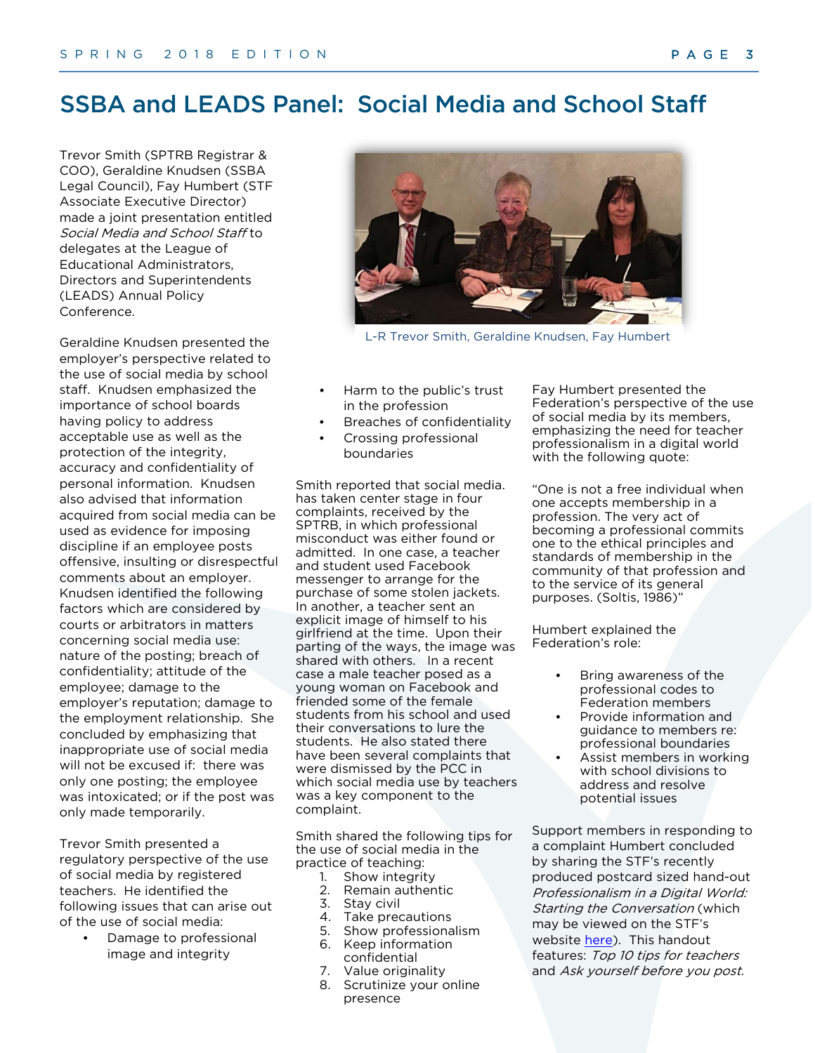# SSBA and LEADS Panel: Social Media and School Staff

Trevor Smith (SPTRB Registrar & COO), Geraldine Knudsen (SSBA Legal Council), Fay Humbert (STF Associate Executive Director) made a joint presentation entitled *Social Media and School Staff* to delegates at the League of Educational Administrators, Directors and Superintendents (LEADS) Annual Policy Conference.

L-R Trevor Smith, Geraldine Knudsen, Fay Humbert

Geraldine Knudsen presented the employer's perspective related to the use of social media by school staff. Knudsen emphasized the importance of school boards having policy to address acceptable use as well as the protection of the integrity, accuracy and confidentiality of personal information. Knudsen also advised that information acquired from social media can be used as evidence for imposing discipline if an employee posts offensive, insulting or disrespectful comments about an employer. Knudsen identified the following factors which are considered by courts or arbitrators in matters concerning social media use: nature of the posting; breach of confidentiality; attitude of the employee; damage to the employer's reputation; damage to the employment relationship. She concluded by emphasizing that inappropriate use of social media will not be excused if: there was only one posting; the employee was intoxicated; or if the post was only made temporarily.

Trevor Smith presented a regulatory perspective of the use of social media by registered teachers. He identified the following issues that can arise out of the use of social media:

- Damage to professional image and integrity
- Harm to the public's trust in the profession
- Breaches of confidentiality
- Crossing professional boundaries

Smith reported that social media. has taken center stage in four complaints, received by the SPTRB, in which professional misconduct was either found or admitted. In one case, a teacher and student used Facebook messenger to arrange for the purchase of some stolen jackets. In another, a teacher sent an explicit image of himself to his girlfriend at the time. Upon their parting of the ways, the image was shared with others. In a recent case a male teacher posed as a young woman on Facebook and friended some of the female students from his school and used their conversations to lure the students. He also stated there have been several complaints that were dismissed by the PCC in which social media use by teachers was a key component to the complaint.

Smith shared the following tips for the use of social media in the practice of teaching:

1. Show integrity
2. Remain authentic
3. Stay civil
4. Take precautions
5. Show professionalism
6. Keep information confidential
7. Value originality
8. Scrutinize your online presence

Fay Humbert presented the Federation's perspective of the use of social media by its members, emphasizing the need for teacher professionalism in a digital world with the following quote:

"One is not a free individual when one accepts membership in a profession. The very act of becoming a professional commits one to the ethical principles and standards of membership in the community of that profession and to the service of its general purposes. (Soltis, 1986)"

Humbert explained the Federation's role:

- Bring awareness of the professional codes to Federation members
- Provide information and guidance to members re: professional boundaries
- Assist members in working with school divisions to address and resolve potential issues

Support members in responding to a complaint Humbert concluded by sharing the STF's recently produced postcard sized hand-out *Professionalism in a Digital World: Starting the Conversation* (which may be viewed on the STF's website here). This handout features: *Top 10 tips for teachers* and *Ask yourself before you post*.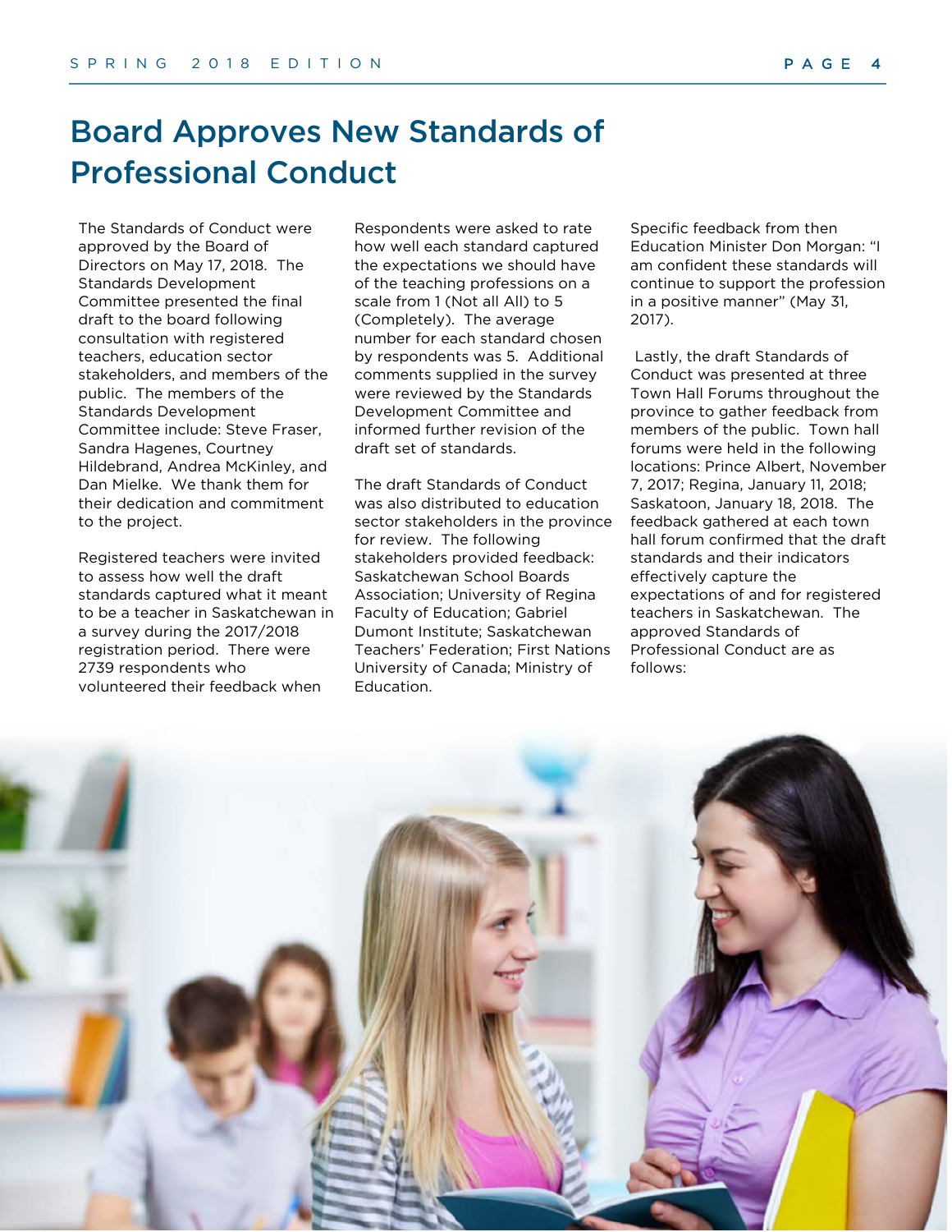# Board Approves New Standards of Professional Conduct

The Standards of Conduct were approved by the Board of Directors on May 17, 2018. The Standards Development Committee presented the final draft to the board following consultation with registered teachers, education sector stakeholders, and members of the public. The members of the Standards Development Committee include: Steve Fraser, Sandra Hagenes, Courtney Hildebrand, Andrea McKinley, and Dan Mielke. We thank them for their dedication and commitment to the project.

Registered teachers were invited to assess how well the draft standards captured what it meant to be a teacher in Saskatchewan in a survey during the 2017/2018 registration period. There were 2739 respondents who volunteered their feedback when Respondents were asked to rate how well each standard captured the expectations we should have of the teaching professions on a scale from 1 (Not all All) to 5 (Completely). The average number for each standard chosen by respondents was 5. Additional comments supplied in the survey were reviewed by the Standards Development Committee and informed further revision of the draft set of standards.

The draft Standards of Conduct was also distributed to education sector stakeholders in the province for review. The following stakeholders provided feedback: Saskatchewan School Boards Association; University of Regina Faculty of Education; Gabriel Dumont Institute; Saskatchewan Teachers' Federation; First Nations University of Canada; Ministry of Education.

Specific feedback from then Education Minister Don Morgan: "I am confident these standards will continue to support the profession in a positive manner" (May 31, 2017).

Lastly, the draft Standards of Conduct was presented at three Town Hall Forums throughout the province to gather feedback from members of the public. Town hall forums were held in the following locations: Prince Albert, November 7, 2017; Regina, January 11, 2018; Saskatoon, January 18, 2018. The feedback gathered at each town hall forum confirmed that the draft standards and their indicators effectively capture the expectations of and for registered teachers in Saskatchewan. The approved Standards of Professional Conduct are as follows: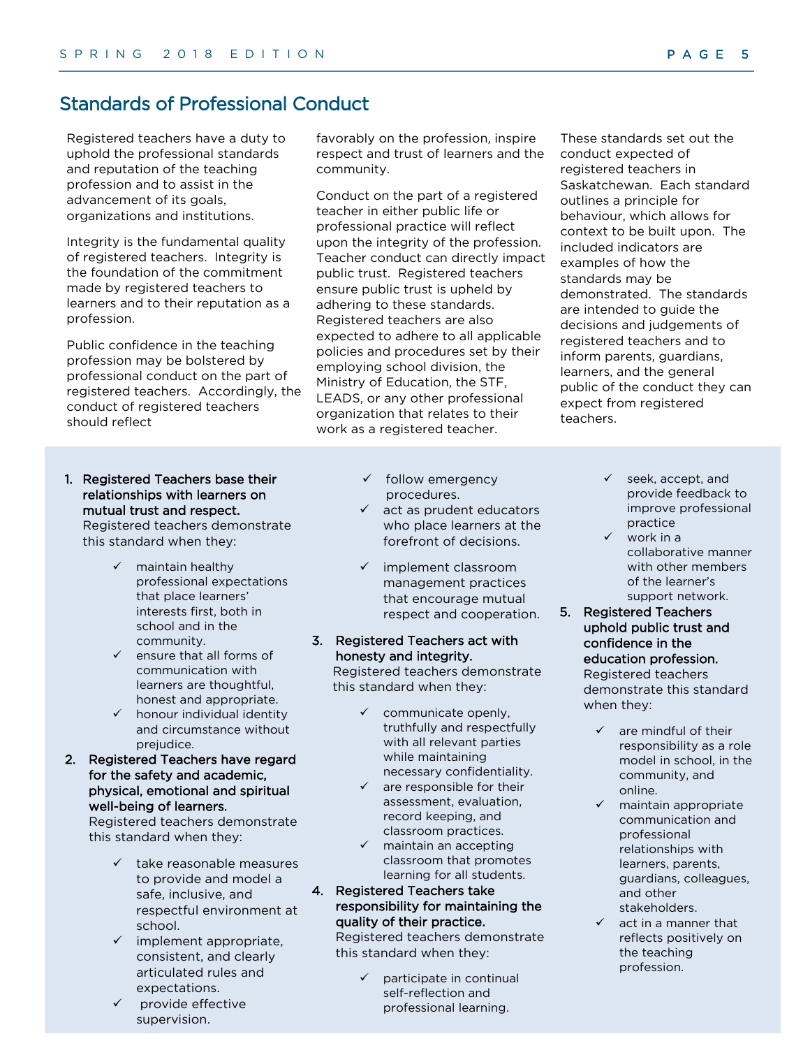## Standards of Professional Conduct

Registered teachers have a duty to uphold the professional standards and reputation of the teaching profession and to assist in the advancement of its goals, organizations and institutions.

Integrity is the fundamental quality of registered teachers. Integrity is the foundation of the commitment made by registered teachers to learners and to their reputation as a profession.

Public confidence in the teaching profession may be bolstered by professional conduct on the part of registered teachers. Accordingly, the conduct of registered teachers should reflect favorably on the profession, inspire respect and trust of learners and the community.

Conduct on the part of a registered teacher in either public life or professional practice will reflect upon the integrity of the profession. Teacher conduct can directly impact public trust. Registered teachers ensure public trust is upheld by adhering to these standards. Registered teachers are also expected to adhere to all applicable policies and procedures set by their employing school division, the Ministry of Education, the STF, LEADS, or any other professional organization that relates to their work as a registered teacher.

These standards set out the conduct expected of registered teachers in Saskatchewan. Each standard outlines a principle for behaviour, which allows for context to be built upon. The included indicators are examples of how the standards may be demonstrated. The standards are intended to guide the decisions and judgements of registered teachers and to inform parents, guardians, learners, and the general public of the conduct they can expect from registered teachers.

1. **Registered Teachers base their relationships with learners on mutual trust and respect.** Registered teachers demonstrate this standard when they:
   - ✓ maintain healthy professional expectations that place learners' interests first, both in school and in the community.
   - ✓ ensure that all forms of communication with learners are thoughtful, honest and appropriate.
   - ✓ honour individual identity and circumstance without prejudice.
2. **Registered Teachers have regard for the safety and academic, physical, emotional and spiritual well-being of learners.** Registered teachers demonstrate this standard when they:
   - ✓ take reasonable measures to provide and model a safe, inclusive, and respectful environment at school.
   - ✓ implement appropriate, consistent, and clearly articulated rules and expectations.
   - ✓ provide effective supervision.
   - ✓ follow emergency procedures.
   - ✓ act as prudent educators who place learners at the forefront of decisions.
   - ✓ implement classroom management practices that encourage mutual respect and cooperation.
3. **Registered Teachers act with honesty and integrity.** Registered teachers demonstrate this standard when they:
   - ✓ communicate openly, truthfully and respectfully with all relevant parties while maintaining necessary confidentiality.
   - ✓ are responsible for their assessment, evaluation, record keeping, and classroom practices.
   - ✓ maintain an accepting classroom that promotes learning for all students.
4. **Registered Teachers take responsibility for maintaining the quality of their practice.** Registered teachers demonstrate this standard when they:
   - ✓ participate in continual self-reflection and professional learning.
   - ✓ seek, accept, and provide feedback to improve professional practice
   - ✓ work in a collaborative manner with other members of the learner's support network.
5. **Registered Teachers uphold public trust and confidence in the education profession.** Registered teachers demonstrate this standard when they:
   - ✓ are mindful of their responsibility as a role model in school, in the community, and online.
   - ✓ maintain appropriate communication and professional relationships with learners, parents, guardians, colleagues, and other stakeholders.
   - ✓ act in a manner that reflects positively on the teaching profession.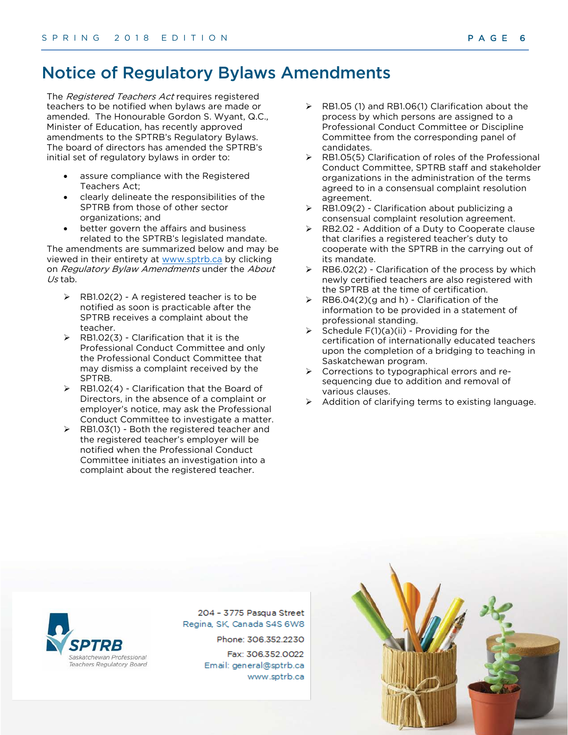# Notice of Regulatory Bylaws Amendments

The *Registered Teachers Act* requires registered teachers to be notified when bylaws are made or amended. The Honourable Gordon S. Wyant, Q.C., Minister of Education, has recently approved amendments to the SPTRB's Regulatory Bylaws. The board of directors has amended the SPTRB's initial set of regulatory bylaws in order to:

- assure compliance with the Registered Teachers Act;
- clearly delineate the responsibilities of the SPTRB from those of other sector organizations; and
- better govern the affairs and business related to the SPTRB's legislated mandate.

The amendments are summarized below and may be viewed in their entirety at [www.sptrb.ca](www.sptrb.ca) by clicking on *Regulatory Bylaw Amendments* under the *About Us* tab.

- RB1.02(2) - A registered teacher is to be notified as soon is practicable after the SPTRB receives a complaint about the teacher.
- RB1.02(3) - Clarification that it is the Professional Conduct Committee and only the Professional Conduct Committee that may dismiss a complaint received by the SPTRB.
- RB1.02(4) - Clarification that the Board of Directors, in the absence of a complaint or employer's notice, may ask the Professional Conduct Committee to investigate a matter.
- RB1.03(1) - Both the registered teacher and the registered teacher's employer will be notified when the Professional Conduct Committee initiates an investigation into a complaint about the registered teacher.
- RB1.05 (1) and RB1.06(1) Clarification about the process by which persons are assigned to a Professional Conduct Committee or Discipline Committee from the corresponding panel of candidates.
- RB1.05(5) Clarification of roles of the Professional Conduct Committee, SPTRB staff and stakeholder organizations in the administration of the terms agreed to in a consensual complaint resolution agreement.
- RB1.09(2) - Clarification about publicizing a consensual complaint resolution agreement.
- RB2.02 - Addition of a Duty to Cooperate clause that clarifies a registered teacher's duty to cooperate with the SPTRB in the carrying out of its mandate.
- RB6.02(2) - Clarification of the process by which newly certified teachers are also registered with the SPTRB at the time of certification.
- RB6.04(2)(g and h) - Clarification of the information to be provided in a statement of professional standing.
- Schedule F(1)(a)(ii) - Providing for the certification of internationally educated teachers upon the completion of a bridging to teaching in Saskatchewan program.
- Corrections to typographical errors and re-sequencing due to addition and removal of various clauses.
- Addition of clarifying terms to existing language.

SPTRB
Saskatchewan Professional Teachers Regulatory Board

204 – 3775 Pasqua Street
Regina, SK, Canada S4S 6W8
Phone: 306.352.2230
Fax: 306.352.0022
Email: general@sptrb.ca
www.sptrb.ca